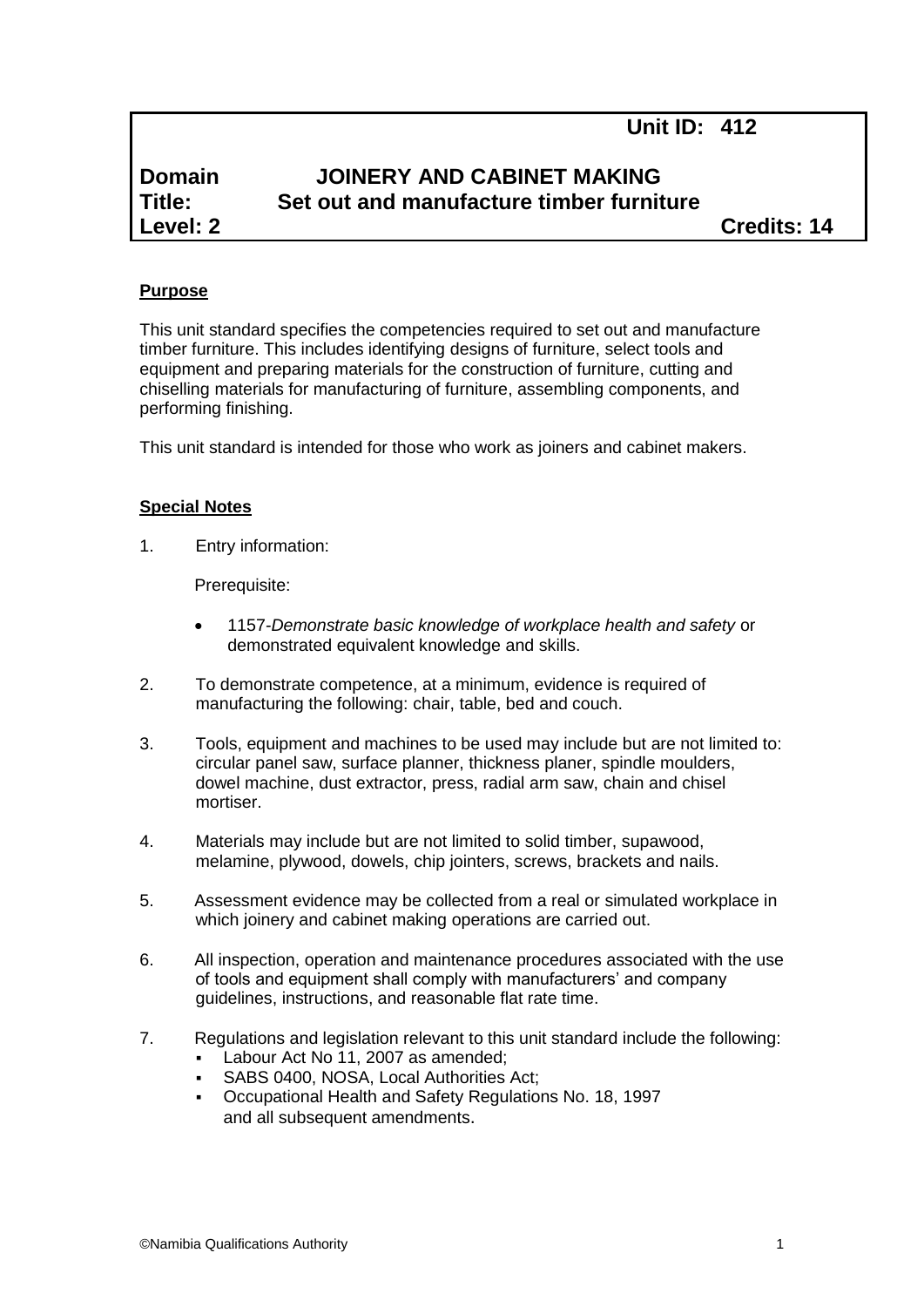**Unit ID: 412**

**Domain** **JOINERY AND CABINET MAKING**
**Title:** **Set out and manufacture timber furniture**
**Level: 2** **Credits: 14**

## Purpose

This unit standard specifies the competencies required to set out and manufacture timber furniture. This includes identifying designs of furniture, select tools and equipment and preparing materials for the construction of furniture, cutting and chiselling materials for manufacturing of furniture, assembling components, and performing finishing.

This unit standard is intended for those who work as joiners and cabinet makers.

## Special Notes

1. Entry information:

   Prerequisite:

   - 1157-*Demonstrate basic knowledge of workplace health and safety* or demonstrated equivalent knowledge and skills.

2. To demonstrate competence, at a minimum, evidence is required of manufacturing the following: chair, table, bed and couch.

3. Tools, equipment and machines to be used may include but are not limited to: circular panel saw, surface planner, thickness planer, spindle moulders, dowel machine, dust extractor, press, radial arm saw, chain and chisel mortiser.

4. Materials may include but are not limited to solid timber, supawood, melamine, plywood, dowels, chip jointers, screws, brackets and nails.

5. Assessment evidence may be collected from a real or simulated workplace in which joinery and cabinet making operations are carried out.

6. All inspection, operation and maintenance procedures associated with the use of tools and equipment shall comply with manufacturers' and company guidelines, instructions, and reasonable flat rate time.

7. Regulations and legislation relevant to this unit standard include the following:
   - Labour Act No 11, 2007 as amended;
   - SABS 0400, NOSA, Local Authorities Act;
   - Occupational Health and Safety Regulations No. 18, 1997 and all subsequent amendments.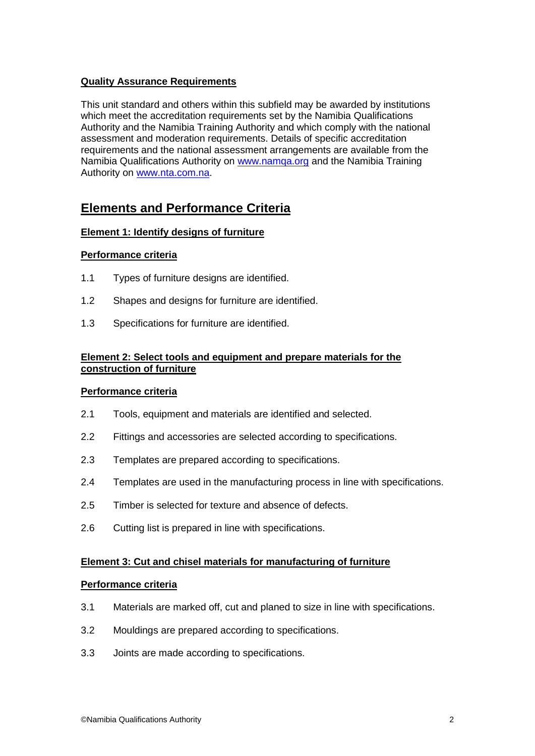**Quality Assurance Requirements**

This unit standard and others within this subfield may be awarded by institutions which meet the accreditation requirements set by the Namibia Qualifications Authority and the Namibia Training Authority and which comply with the national assessment and moderation requirements. Details of specific accreditation requirements and the national assessment arrangements are available from the Namibia Qualifications Authority on www.namqa.org and the Namibia Training Authority on www.nta.com.na.

## Elements and Performance Criteria

### Element 1: Identify designs of furniture

**Performance criteria**

1.1 Types of furniture designs are identified.

1.2 Shapes and designs for furniture are identified.

1.3 Specifications for furniture are identified.

### Element 2: Select tools and equipment and prepare materials for the construction of furniture

**Performance criteria**

2.1 Tools, equipment and materials are identified and selected.

2.2 Fittings and accessories are selected according to specifications.

2.3 Templates are prepared according to specifications.

2.4 Templates are used in the manufacturing process in line with specifications.

2.5 Timber is selected for texture and absence of defects.

2.6 Cutting list is prepared in line with specifications.

### Element 3: Cut and chisel materials for manufacturing of furniture

**Performance criteria**

3.1 Materials are marked off, cut and planed to size in line with specifications.

3.2 Mouldings are prepared according to specifications.

3.3 Joints are made according to specifications.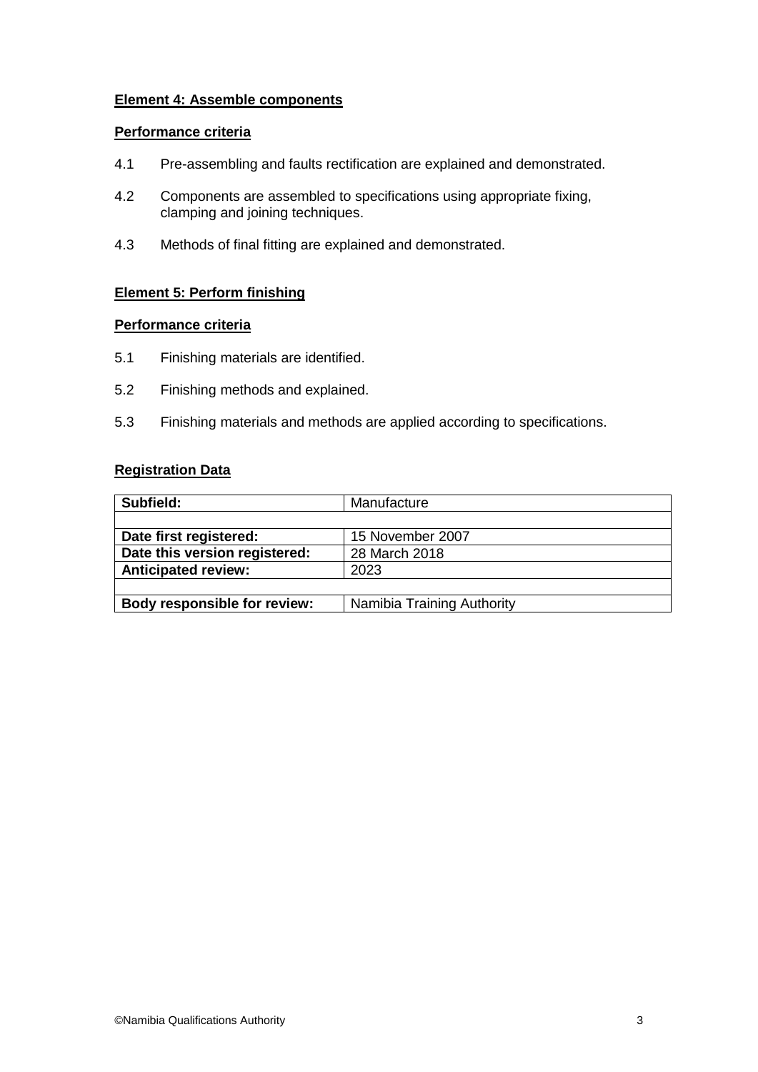**Element 4: Assemble components**

**Performance criteria**

4.1 Pre-assembling and faults rectification are explained and demonstrated.

4.2 Components are assembled to specifications using appropriate fixing, clamping and joining techniques.

4.3 Methods of final fitting are explained and demonstrated.

**Element 5: Perform finishing**

**Performance criteria**

5.1 Finishing materials are identified.

5.2 Finishing methods and explained.

5.3 Finishing materials and methods are applied according to specifications.

**Registration Data**

| | |
|---|---|
| **Subfield:** | Manufacture |
| | |
| **Date first registered:** | 15 November 2007 |
| **Date this version registered:** | 28 March 2018 |
| **Anticipated review:** | 2023 |
| | |
| **Body responsible for review:** | Namibia Training Authority |

©Namibia Qualifications Authority